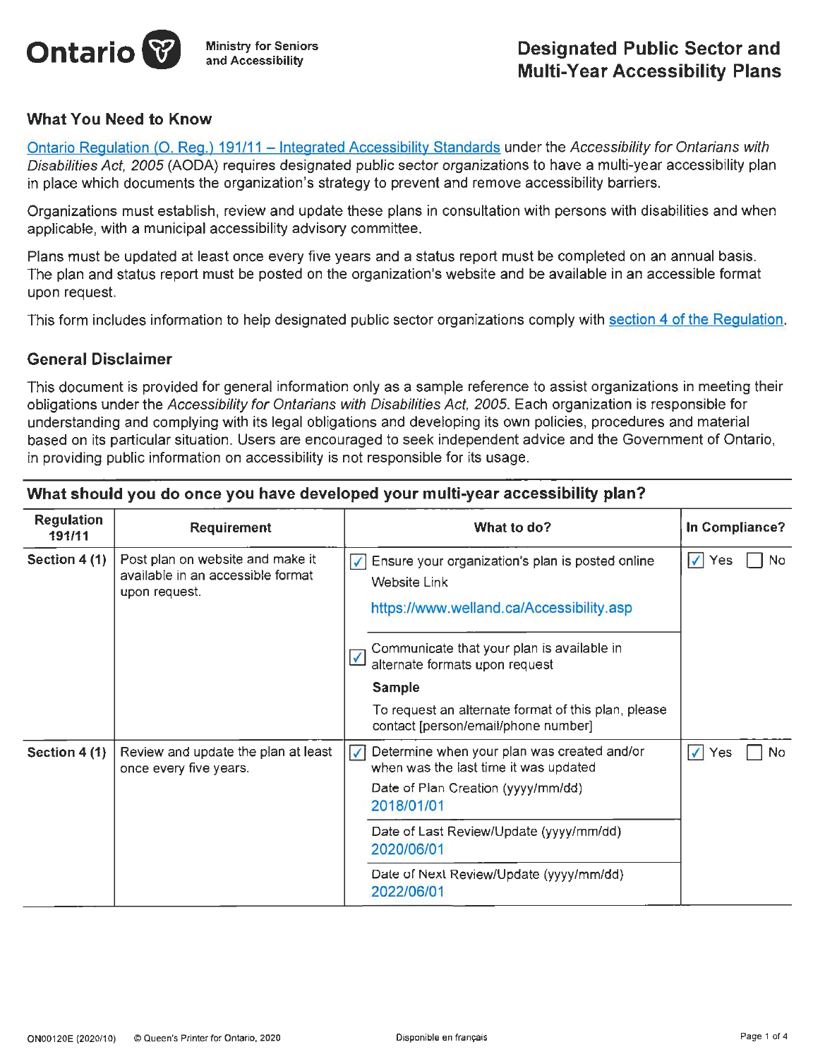Ontario — Ministry for Seniors and Accessibility

# Designated Public Sector and Multi-Year Accessibility Plans

## What You Need to Know

Ontario Regulation (O. Reg.) 191/11 – Integrated Accessibility Standards under the *Accessibility for Ontarians with Disabilities Act, 2005* (AODA) requires designated public sector organizations to have a multi-year accessibility plan in place which documents the organization's strategy to prevent and remove accessibility barriers.

Organizations must establish, review and update these plans in consultation with persons with disabilities and when applicable, with a municipal accessibility advisory committee.

Plans must be updated at least once every five years and a status report must be completed on an annual basis. The plan and status report must be posted on the organization's website and be available in an accessible format upon request.

This form includes information to help designated public sector organizations comply with section 4 of the Regulation.

## General Disclaimer

This document is provided for general information only as a sample reference to assist organizations in meeting their obligations under the *Accessibility for Ontarians with Disabilities Act, 2005*. Each organization is responsible for understanding and complying with its legal obligations and developing its own policies, procedures and material based on its particular situation. Users are encouraged to seek independent advice and the Government of Ontario, in providing public information on accessibility is not responsible for its usage.

## What should you do once you have developed your multi-year accessibility plan?

| Regulation 191/11 | Requirement | What to do? | In Compliance? |
|---|---|---|---|
| Section 4 (1) | Post plan on website and make it available in an accessible format upon request. | ☑ Ensure your organization's plan is posted online<br>Website Link<br>https://www.welland.ca/Accessibility.asp<br><br>☑ Communicate that your plan is available in alternate formats upon request<br>**Sample**<br>To request an alternate format of this plan, please contact [person/email/phone number] | ☑ Yes ☐ No |
| Section 4 (1) | Review and update the plan at least once every five years. | ☑ Determine when your plan was created and/or when was the last time it was updated<br>Date of Plan Creation (yyyy/mm/dd)<br>2018/01/01<br><br>Date of Last Review/Update (yyyy/mm/dd)<br>2020/06/01<br><br>Date of Next Review/Update (yyyy/mm/dd)<br>2022/06/01 | ☑ Yes ☐ No |

ON00120E (2020/10) © Queen's Printer for Ontario, 2020 Disponible en français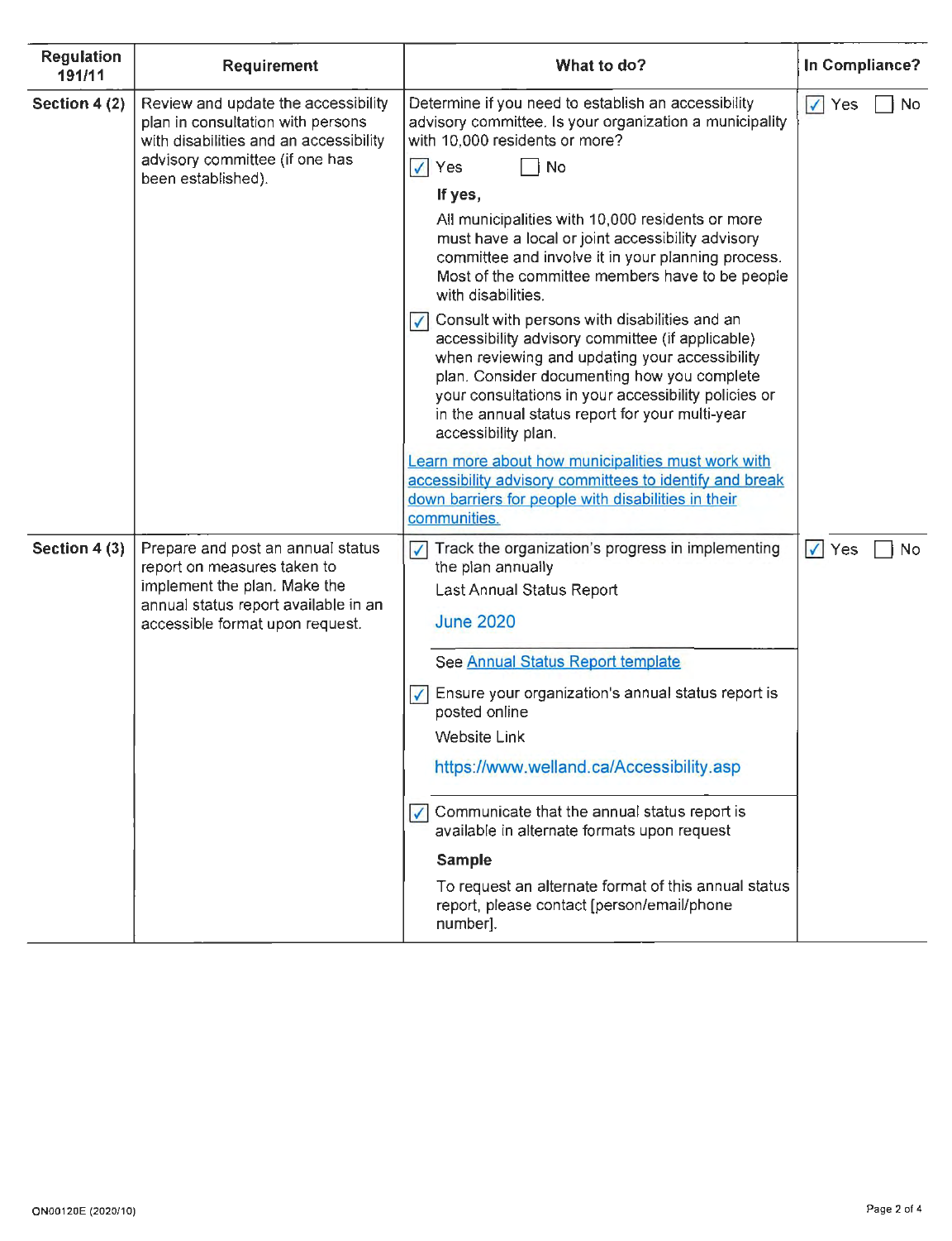| Regulation 191/11 | Requirement | What to do? | In Compliance? |
|---|---|---|---|
| **Section 4 (2)** | Review and update the accessibility plan in consultation with persons with disabilities and an accessibility advisory committee (if one has been established). | Determine if you need to establish an accessibility advisory committee. Is your organization a municipality with 10,000 residents or more?<br>☑ Yes ☐ No<br>**If yes,**<br>All municipalities with 10,000 residents or more must have a local or joint accessibility advisory committee and involve it in your planning process. Most of the committee members have to be people with disabilities.<br>☑ Consult with persons with disabilities and an accessibility advisory committee (if applicable) when reviewing and updating your accessibility plan. Consider documenting how you complete your consultations in your accessibility policies or in the annual status report for your multi-year accessibility plan.<br>Learn more about how municipalities must work with accessibility advisory committees to identify and break down barriers for people with disabilities in their communities. | ☑ Yes ☐ No |
| **Section 4 (3)** | Prepare and post an annual status report on measures taken to implement the plan. Make the annual status report available in an accessible format upon request. | ☑ Track the organization's progress in implementing the plan annually<br>Last Annual Status Report<br>June 2020<br>See Annual Status Report template<br>☑ Ensure your organization's annual status report is posted online<br>Website Link<br>https://www.welland.ca/Accessibility.asp<br>☑ Communicate that the annual status report is available in alternate formats upon request<br>**Sample**<br>To request an alternate format of this annual status report, please contact [person/email/phone number]. | ☑ Yes ☐ No |

ON00120E (2020/10)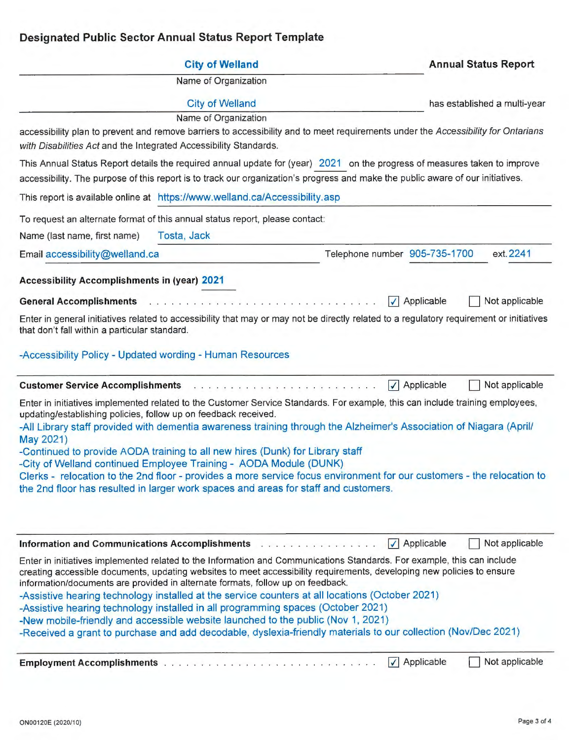## Designated Public Sector Annual Status Report Template

**City of Welland** — **Annual Status Report**
Name of Organization

City of Welland has established a multi-year
Name of Organization

accessibility plan to prevent and remove barriers to accessibility and to meet requirements under the *Accessibility for Ontarians with Disabilities Act* and the Integrated Accessibility Standards.

This Annual Status Report details the required annual update for (year) 2021 on the progress of measures taken to improve accessibility. The purpose of this report is to track our organization's progress and make the public aware of our initiatives.

This report is available online at https://www.welland.ca/Accessibility.asp

To request an alternate format of this annual status report, please contact:

Name (last name, first name) Tosta, Jack

Email accessibility@welland.ca Telephone number 905-735-1700 ext. 2241

### Accessibility Accomplishments in (year) 2021

**General Accomplishments** ☑ Applicable ☐ Not applicable

Enter in general initiatives related to accessibility that may or may not be directly related to a regulatory requirement or initiatives that don't fall within a particular standard.

-Accessibility Policy - Updated wording - Human Resources

**Customer Service Accomplishments** ☑ Applicable ☐ Not applicable

Enter in initiatives implemented related to the Customer Service Standards. For example, this can include training employees, updating/establishing policies, follow up on feedback received.

-All Library staff provided with dementia awareness training through the Alzheimer's Association of Niagara (April/ May 2021)
-Continued to provide AODA training to all new hires (Dunk) for Library staff
-City of Welland continued Employee Training - AODA Module (DUNK)
Clerks - relocation to the 2nd floor - provides a more service focus environment for our customers - the relocation to the 2nd floor has resulted in larger work spaces and areas for staff and customers.

**Information and Communications Accomplishments** ☑ Applicable ☐ Not applicable

Enter in initiatives implemented related to the Information and Communications Standards. For example, this can include creating accessible documents, updating websites to meet accessibility requirements, developing new policies to ensure information/documents are provided in alternate formats, follow up on feedback.

-Assistive hearing technology installed at the service counters at all locations (October 2021)
-Assistive hearing technology installed in all programming spaces (October 2021)
-New mobile-friendly and accessible website launched to the public (Nov 1, 2021)
-Received a grant to purchase and add decodable, dyslexia-friendly materials to our collection (Nov/Dec 2021)

**Employment Accomplishments** ☑ Applicable ☐ Not applicable

ON00120E (2020/10)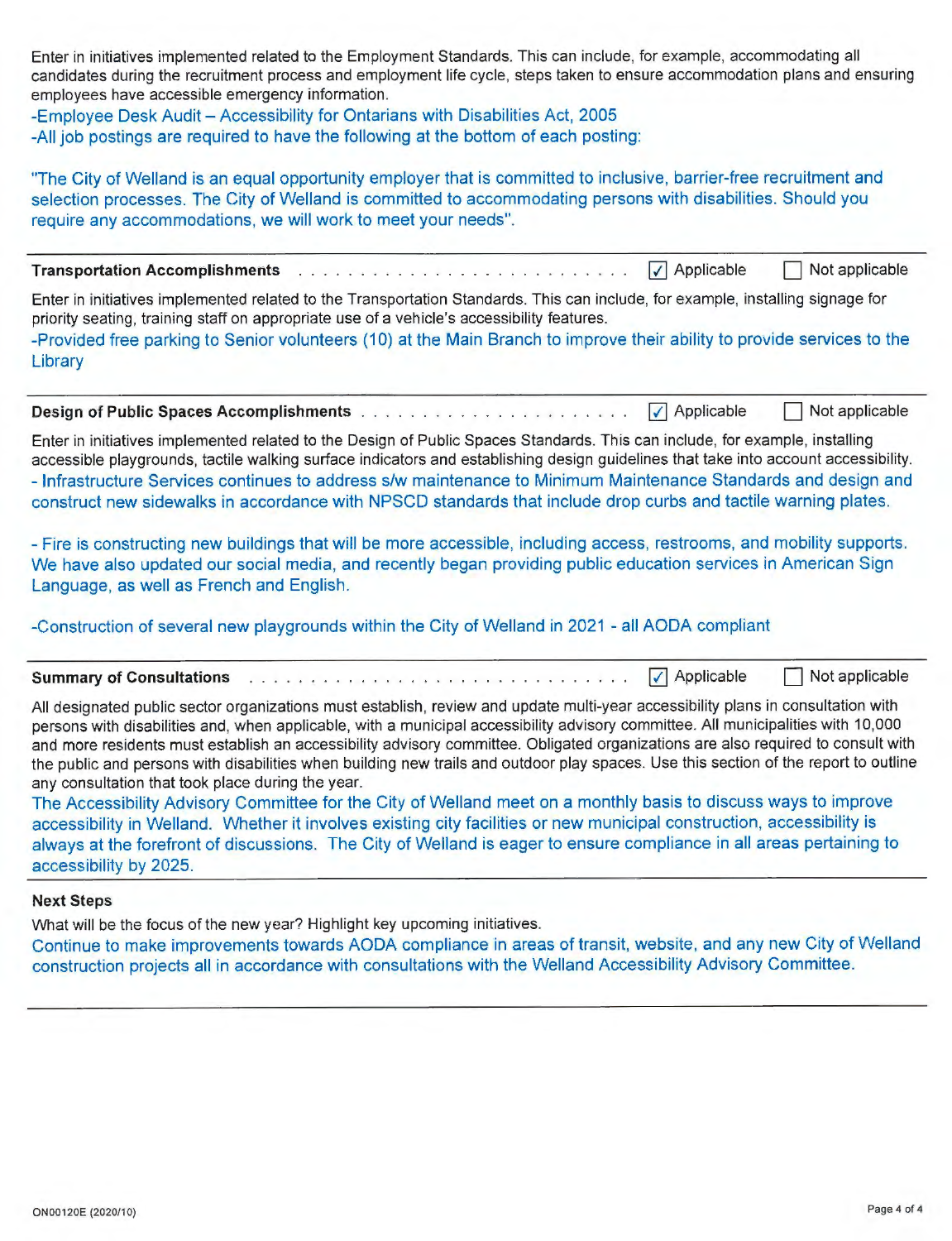Enter in initiatives implemented related to the Employment Standards. This can include, for example, accommodating all candidates during the recruitment process and employment life cycle, steps taken to ensure accommodation plans and ensuring employees have accessible emergency information.

-Employee Desk Audit – Accessibility for Ontarians with Disabilities Act, 2005

-All job postings are required to have the following at the bottom of each posting:

"The City of Welland is an equal opportunity employer that is committed to inclusive, barrier-free recruitment and selection processes. The City of Welland is committed to accommodating persons with disabilities. Should you require any accommodations, we will work to meet your needs".

---

**Transportation Accomplishments** . . . . . . . . . . . . . . . . . . . . . . . . . . ☑ Applicable ☐ Not applicable

Enter in initiatives implemented related to the Transportation Standards. This can include, for example, installing signage for priority seating, training staff on appropriate use of a vehicle's accessibility features.

-Provided free parking to Senior volunteers (10) at the Main Branch to improve their ability to provide services to the Library

---

**Design of Public Spaces Accomplishments** . . . . . . . . . . . . . . . . . . . . . . . ☑ Applicable ☐ Not applicable

Enter in initiatives implemented related to the Design of Public Spaces Standards. This can include, for example, installing accessible playgrounds, tactile walking surface indicators and establishing design guidelines that take into account accessibility.

- Infrastructure Services continues to address s/w maintenance to Minimum Maintenance Standards and design and construct new sidewalks in accordance with NPSCD standards that include drop curbs and tactile warning plates.

- Fire is constructing new buildings that will be more accessible, including access, restrooms, and mobility supports. We have also updated our social media, and recently began providing public education services in American Sign Language, as well as French and English.

-Construction of several new playgrounds within the City of Welland in 2021 - all AODA compliant

---

**Summary of Consultations** . . . . . . . . . . . . . . . . . . . . . . . . . . . . . . . . ☑ Applicable ☐ Not applicable

All designated public sector organizations must establish, review and update multi-year accessibility plans in consultation with persons with disabilities and, when applicable, with a municipal accessibility advisory committee. All municipalities with 10,000 and more residents must establish an accessibility advisory committee. Obligated organizations are also required to consult with the public and persons with disabilities when building new trails and outdoor play spaces. Use this section of the report to outline any consultation that took place during the year.

The Accessibility Advisory Committee for the City of Welland meet on a monthly basis to discuss ways to improve accessibility in Welland. Whether it involves existing city facilities or new municipal construction, accessibility is always at the forefront of discussions. The City of Welland is eager to ensure compliance in all areas pertaining to accessibility by 2025.

---

**Next Steps**

What will be the focus of the new year? Highlight key upcoming initiatives.

Continue to make improvements towards AODA compliance in areas of transit, website, and any new City of Welland construction projects all in accordance with consultations with the Welland Accessibility Advisory Committee.

---

ON00120E (2020/10)